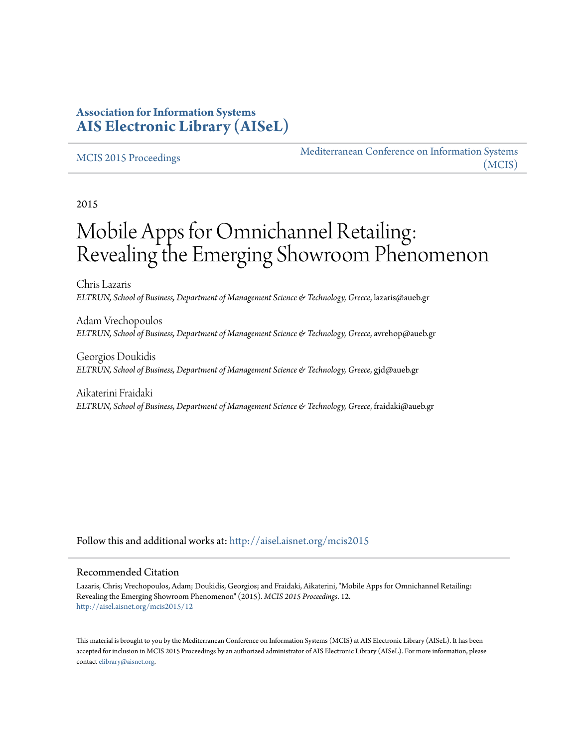**Association for Information Systems**
**AIS Electronic Library (AISeL)**

MCIS 2015 Proceedings | Mediterranean Conference on Information Systems (MCIS)

2015

# Mobile Apps for Omnichannel Retailing: Revealing the Emerging Showroom Phenomenon

Chris Lazaris
*ELTRUN, School of Business, Department of Management Science & Technology, Greece*, lazaris@aueb.gr

Adam Vrechopoulos
*ELTRUN, School of Business, Department of Management Science & Technology, Greece*, avrehop@aueb.gr

Georgios Doukidis
*ELTRUN, School of Business, Department of Management Science & Technology, Greece*, gjd@aueb.gr

Aikaterini Fraidaki
*ELTRUN, School of Business, Department of Management Science & Technology, Greece*, fraidaki@aueb.gr

Follow this and additional works at: http://aisel.aisnet.org/mcis2015

## Recommended Citation

Lazaris, Chris; Vrechopoulos, Adam; Doukidis, Georgios; and Fraidaki, Aikaterini, "Mobile Apps for Omnichannel Retailing: Revealing the Emerging Showroom Phenomenon" (2015). *MCIS 2015 Proceedings*. 12.
http://aisel.aisnet.org/mcis2015/12

This material is brought to you by the Mediterranean Conference on Information Systems (MCIS) at AIS Electronic Library (AISeL). It has been accepted for inclusion in MCIS 2015 Proceedings by an authorized administrator of AIS Electronic Library (AISeL). For more information, please contact elibrary@aisnet.org.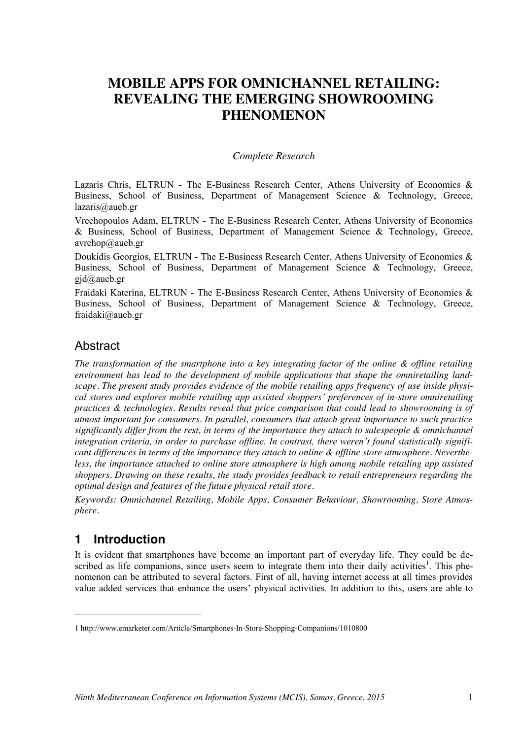# MOBILE APPS FOR OMNICHANNEL RETAILING: REVEALING THE EMERGING SHOWROOMING PHENOMENON

*Complete Research*

Lazaris Chris, ELTRUN - The E-Business Research Center, Athens University of Economics & Business, School of Business, Department of Management Science & Technology, Greece, lazaris@aueb.gr

Vrechopoulos Adam, ELTRUN - The E-Business Research Center, Athens University of Economics & Business, School of Business, Department of Management Science & Technology, Greece, avrehop@aueb.gr

Doukidis Georgios, ELTRUN - The E-Business Research Center, Athens University of Economics & Business, School of Business, Department of Management Science & Technology, Greece, gjd@aueb.gr

Fraidaki Katerina, ELTRUN - The E-Business Research Center, Athens University of Economics & Business, School of Business, Department of Management Science & Technology, Greece, fraidaki@aueb.gr

## Abstract

*The transformation of the smartphone into a key integrating factor of the online & offline retailing environment has lead to the development of mobile applications that shape the omniretailing landscape. The present study provides evidence of the mobile retailing apps frequency of use inside physical stores and explores mobile retailing app assisted shoppers' preferences of in-store omniretailing practices & technologies. Results reveal that price comparison that could lead to showrooming is of utmost important for consumers. In parallel, consumers that attach great importance to such practice significantly differ from the rest, in terms of the importance they attach to salespeople & omnichannel integration criteria, in order to purchase offline. In contrast, there weren't found statistically significant differences in terms of the importance they attach to online & offline store atmosphere. Nevertheless, the importance attached to online store atmosphere is high among mobile retailing app assisted shoppers. Drawing on these results, the study provides feedback to retail entrepreneurs regarding the optimal design and features of the future physical retail store.*

*Keywords: Omnichannel Retailing, Mobile Apps, Consumer Behaviour, Showrooming, Store Atmosphere.*

## 1 Introduction

It is evident that smartphones have become an important part of everyday life. They could be described as life companions, since users seem to integrate them into their daily activities[1]. This phenomenon can be attributed to several factors. First of all, having internet access at all times provides value added services that enhance the users' physical activities. In addition to this, users are able to

1 http://www.emarketer.com/Article/Smartphones-In-Store-Shopping-Companions/1010800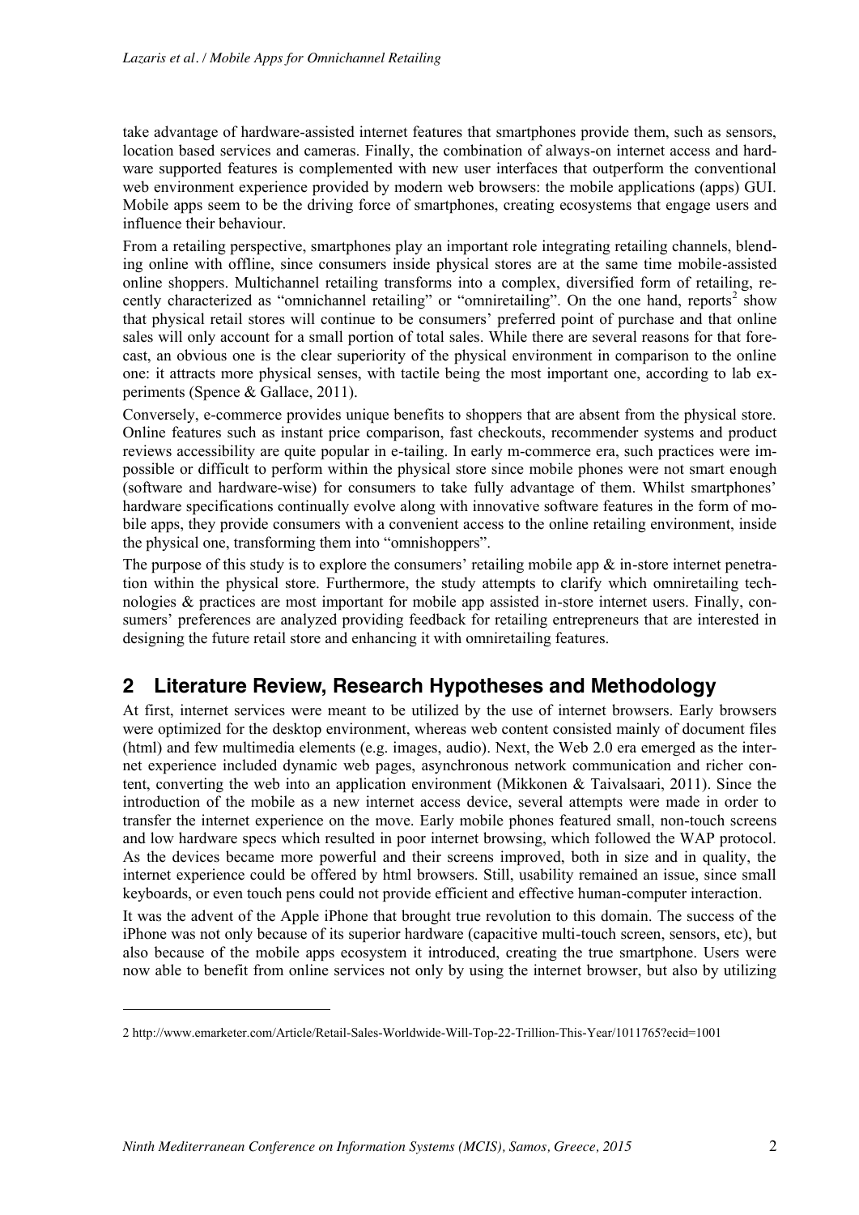take advantage of hardware-assisted internet features that smartphones provide them, such as sensors, location based services and cameras. Finally, the combination of always-on internet access and hardware supported features is complemented with new user interfaces that outperform the conventional web environment experience provided by modern web browsers: the mobile applications (apps) GUI. Mobile apps seem to be the driving force of smartphones, creating ecosystems that engage users and influence their behaviour.

From a retailing perspective, smartphones play an important role integrating retailing channels, blending online with offline, since consumers inside physical stores are at the same time mobile-assisted online shoppers. Multichannel retailing transforms into a complex, diversified form of retailing, recently characterized as "omnichannel retailing" or "omniretailing". On the one hand, reports[2] show that physical retail stores will continue to be consumers' preferred point of purchase and that online sales will only account for a small portion of total sales. While there are several reasons for that forecast, an obvious one is the clear superiority of the physical environment in comparison to the online one: it attracts more physical senses, with tactile being the most important one, according to lab experiments (Spence & Gallace, 2011).

Conversely, e-commerce provides unique benefits to shoppers that are absent from the physical store. Online features such as instant price comparison, fast checkouts, recommender systems and product reviews accessibility are quite popular in e-tailing. In early m-commerce era, such practices were impossible or difficult to perform within the physical store since mobile phones were not smart enough (software and hardware-wise) for consumers to take fully advantage of them. Whilst smartphones' hardware specifications continually evolve along with innovative software features in the form of mobile apps, they provide consumers with a convenient access to the online retailing environment, inside the physical one, transforming them into "omnishoppers".

The purpose of this study is to explore the consumers' retailing mobile app & in-store internet penetration within the physical store. Furthermore, the study attempts to clarify which omniretailing technologies & practices are most important for mobile app assisted in-store internet users. Finally, consumers' preferences are analyzed providing feedback for retailing entrepreneurs that are interested in designing the future retail store and enhancing it with omniretailing features.

## 2 Literature Review, Research Hypotheses and Methodology

At first, internet services were meant to be utilized by the use of internet browsers. Early browsers were optimized for the desktop environment, whereas web content consisted mainly of document files (html) and few multimedia elements (e.g. images, audio). Next, the Web 2.0 era emerged as the internet experience included dynamic web pages, asynchronous network communication and richer content, converting the web into an application environment (Mikkonen & Taivalsaari, 2011). Since the introduction of the mobile as a new internet access device, several attempts were made in order to transfer the internet experience on the move. Early mobile phones featured small, non-touch screens and low hardware specs which resulted in poor internet browsing, which followed the WAP protocol. As the devices became more powerful and their screens improved, both in size and in quality, the internet experience could be offered by html browsers. Still, usability remained an issue, since small keyboards, or even touch pens could not provide efficient and effective human-computer interaction.

It was the advent of the Apple iPhone that brought true revolution to this domain. The success of the iPhone was not only because of its superior hardware (capacitive multi-touch screen, sensors, etc), but also because of the mobile apps ecosystem it introduced, creating the true smartphone. Users were now able to benefit from online services not only by using the internet browser, but also by utilizing

---

2 http://www.emarketer.com/Article/Retail-Sales-Worldwide-Will-Top-22-Trillion-This-Year/1011765?ecid=1001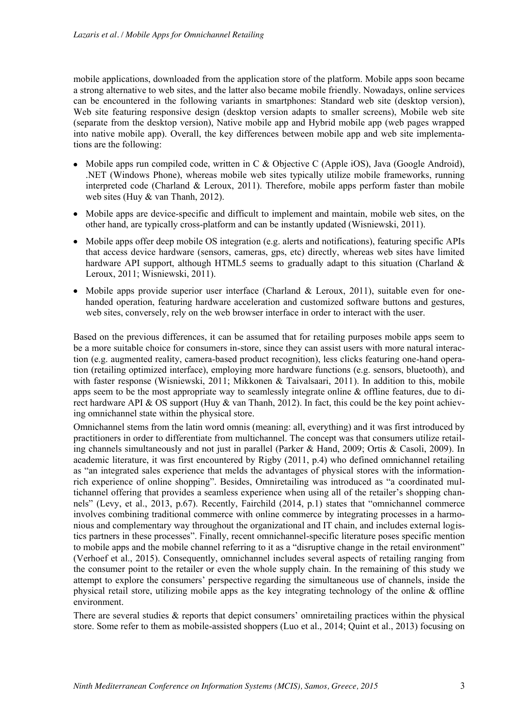mobile applications, downloaded from the application store of the platform. Mobile apps soon became a strong alternative to web sites, and the latter also became mobile friendly. Nowadays, online services can be encountered in the following variants in smartphones: Standard web site (desktop version), Web site featuring responsive design (desktop version adapts to smaller screens), Mobile web site (separate from the desktop version), Native mobile app and Hybrid mobile app (web pages wrapped into native mobile app). Overall, the key differences between mobile app and web site implementations are the following:

- Mobile apps run compiled code, written in C & Objective C (Apple iOS), Java (Google Android), .NET (Windows Phone), whereas mobile web sites typically utilize mobile frameworks, running interpreted code (Charland & Leroux, 2011). Therefore, mobile apps perform faster than mobile web sites (Huy & van Thanh, 2012).
- Mobile apps are device-specific and difficult to implement and maintain, mobile web sites, on the other hand, are typically cross-platform and can be instantly updated (Wisniewski, 2011).
- Mobile apps offer deep mobile OS integration (e.g. alerts and notifications), featuring specific APIs that access device hardware (sensors, cameras, gps, etc) directly, whereas web sites have limited hardware API support, although HTML5 seems to gradually adapt to this situation (Charland & Leroux, 2011; Wisniewski, 2011).
- Mobile apps provide superior user interface (Charland & Leroux, 2011), suitable even for one-handed operation, featuring hardware acceleration and customized software buttons and gestures, web sites, conversely, rely on the web browser interface in order to interact with the user.

Based on the previous differences, it can be assumed that for retailing purposes mobile apps seem to be a more suitable choice for consumers in-store, since they can assist users with more natural interaction (e.g. augmented reality, camera-based product recognition), less clicks featuring one-hand operation (retailing optimized interface), employing more hardware functions (e.g. sensors, bluetooth), and with faster response (Wisniewski, 2011; Mikkonen & Taivalsaari, 2011). In addition to this, mobile apps seem to be the most appropriate way to seamlessly integrate online & offline features, due to direct hardware API & OS support (Huy & van Thanh, 2012). In fact, this could be the key point achieving omnichannel state within the physical store.

Omnichannel stems from the latin word omnis (meaning: all, everything) and it was first introduced by practitioners in order to differentiate from multichannel. The concept was that consumers utilize retailing channels simultaneously and not just in parallel (Parker & Hand, 2009; Ortis & Casoli, 2009). In academic literature, it was first encountered by Rigby (2011, p.4) who defined omnichannel retailing as "an integrated sales experience that melds the advantages of physical stores with the information-rich experience of online shopping". Besides, Omniretailing was introduced as "a coordinated multichannel offering that provides a seamless experience when using all of the retailer's shopping channels" (Levy, et al., 2013, p.67). Recently, Fairchild (2014, p.1) states that "omnichannel commerce involves combining traditional commerce with online commerce by integrating processes in a harmonious and complementary way throughout the organizational and IT chain, and includes external logistics partners in these processes". Finally, recent omnichannel-specific literature poses specific mention to mobile apps and the mobile channel referring to it as a "disruptive change in the retail environment" (Verhoef et al., 2015). Consequently, omnichannel includes several aspects of retailing ranging from the consumer point to the retailer or even the whole supply chain. In the remaining of this study we attempt to explore the consumers' perspective regarding the simultaneous use of channels, inside the physical retail store, utilizing mobile apps as the key integrating technology of the online & offline environment.

There are several studies & reports that depict consumers' omniretailing practices within the physical store. Some refer to them as mobile-assisted shoppers (Luo et al., 2014; Quint et al., 2013) focusing on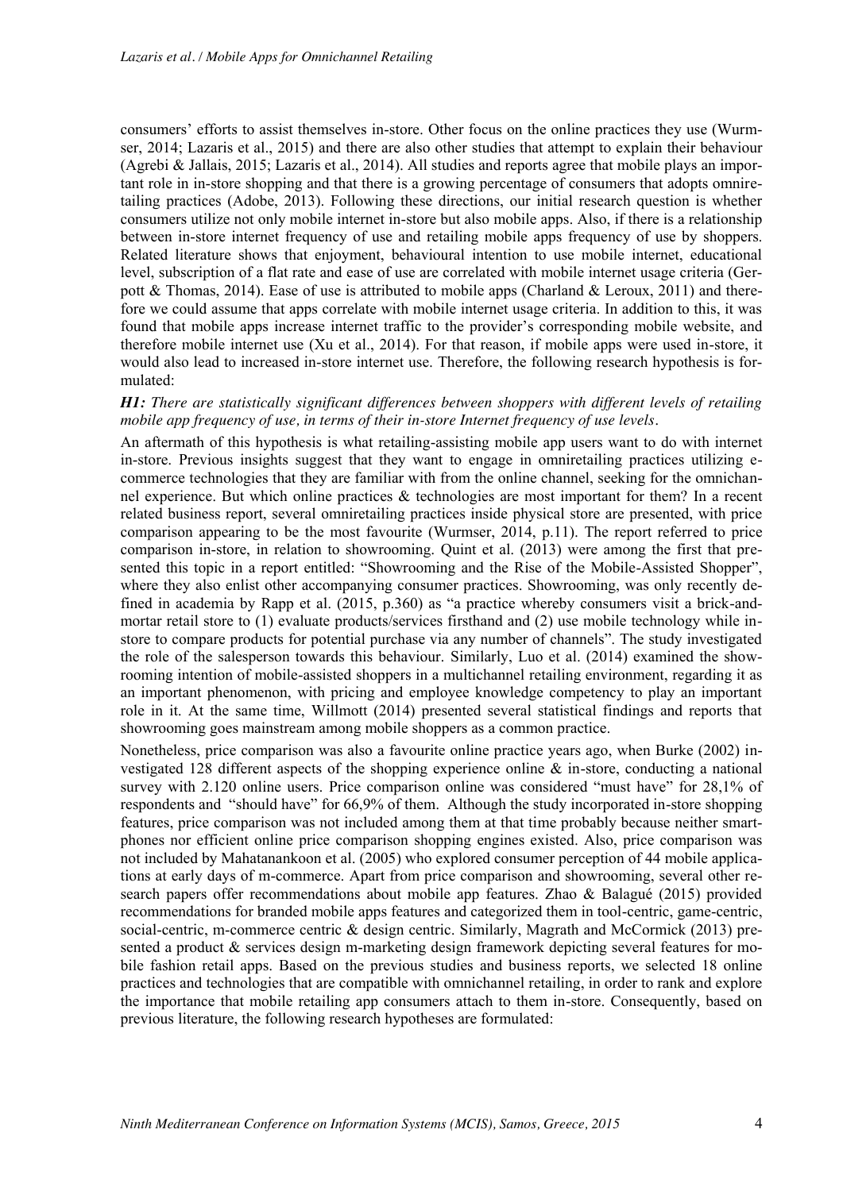consumers' efforts to assist themselves in-store. Other focus on the online practices they use (Wurmser, 2014; Lazaris et al., 2015) and there are also other studies that attempt to explain their behaviour (Agrebi & Jallais, 2015; Lazaris et al., 2014). All studies and reports agree that mobile plays an important role in in-store shopping and that there is a growing percentage of consumers that adopts omniretailing practices (Adobe, 2013). Following these directions, our initial research question is whether consumers utilize not only mobile internet in-store but also mobile apps. Also, if there is a relationship between in-store internet frequency of use and retailing mobile apps frequency of use by shoppers. Related literature shows that enjoyment, behavioural intention to use mobile internet, educational level, subscription of a flat rate and ease of use are correlated with mobile internet usage criteria (Gerpott & Thomas, 2014). Ease of use is attributed to mobile apps (Charland & Leroux, 2011) and therefore we could assume that apps correlate with mobile internet usage criteria. In addition to this, it was found that mobile apps increase internet traffic to the provider's corresponding mobile website, and therefore mobile internet use (Xu et al., 2014). For that reason, if mobile apps were used in-store, it would also lead to increased in-store internet use. Therefore, the following research hypothesis is formulated:

***H1:*** *There are statistically significant differences between shoppers with different levels of retailing mobile app frequency of use, in terms of their in-store Internet frequency of use levels.*

An aftermath of this hypothesis is what retailing-assisting mobile app users want to do with internet in-store. Previous insights suggest that they want to engage in omniretailing practices utilizing e-commerce technologies that they are familiar with from the online channel, seeking for the omnichannel experience. But which online practices & technologies are most important for them? In a recent related business report, several omniretailing practices inside physical store are presented, with price comparison appearing to be the most favourite (Wurmser, 2014, p.11). The report referred to price comparison in-store, in relation to showrooming. Quint et al. (2013) were among the first that presented this topic in a report entitled: "Showrooming and the Rise of the Mobile-Assisted Shopper", where they also enlist other accompanying consumer practices. Showrooming, was only recently defined in academia by Rapp et al. (2015, p.360) as "a practice whereby consumers visit a brick-and-mortar retail store to (1) evaluate products/services firsthand and (2) use mobile technology while in-store to compare products for potential purchase via any number of channels". The study investigated the role of the salesperson towards this behaviour. Similarly, Luo et al. (2014) examined the showrooming intention of mobile-assisted shoppers in a multichannel retailing environment, regarding it as an important phenomenon, with pricing and employee knowledge competency to play an important role in it. At the same time, Willmott (2014) presented several statistical findings and reports that showrooming goes mainstream among mobile shoppers as a common practice.

Nonetheless, price comparison was also a favourite online practice years ago, when Burke (2002) investigated 128 different aspects of the shopping experience online & in-store, conducting a national survey with 2.120 online users. Price comparison online was considered "must have" for 28,1% of respondents and "should have" for 66,9% of them. Although the study incorporated in-store shopping features, price comparison was not included among them at that time probably because neither smartphones nor efficient online price comparison shopping engines existed. Also, price comparison was not included by Mahatanankoon et al. (2005) who explored consumer perception of 44 mobile applications at early days of m-commerce. Apart from price comparison and showrooming, several other research papers offer recommendations about mobile app features. Zhao & Balagué (2015) provided recommendations for branded mobile apps features and categorized them in tool-centric, game-centric, social-centric, m-commerce centric & design centric. Similarly, Magrath and McCormick (2013) presented a product & services design m-marketing design framework depicting several features for mobile fashion retail apps. Based on the previous studies and business reports, we selected 18 online practices and technologies that are compatible with omnichannel retailing, in order to rank and explore the importance that mobile retailing app consumers attach to them in-store. Consequently, based on previous literature, the following research hypotheses are formulated: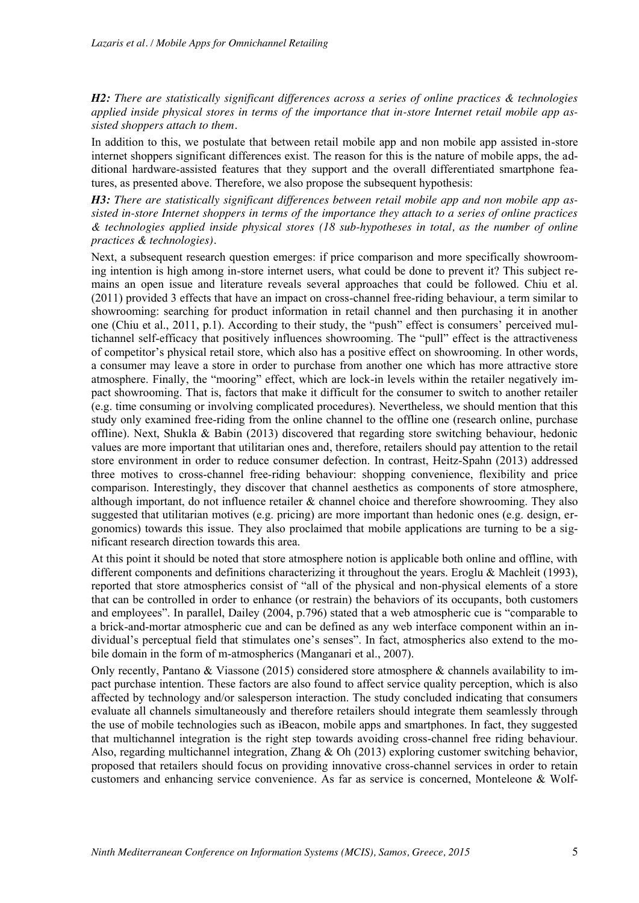***H2:*** *There are statistically significant differences across a series of online practices & technologies applied inside physical stores in terms of the importance that in-store Internet retail mobile app assisted shoppers attach to them.*

In addition to this, we postulate that between retail mobile app and non mobile app assisted in-store internet shoppers significant differences exist. The reason for this is the nature of mobile apps, the additional hardware-assisted features that they support and the overall differentiated smartphone features, as presented above. Therefore, we also propose the subsequent hypothesis:

***H3:*** *There are statistically significant differences between retail mobile app and non mobile app assisted in-store Internet shoppers in terms of the importance they attach to a series of online practices & technologies applied inside physical stores (18 sub-hypotheses in total, as the number of online practices & technologies).*

Next, a subsequent research question emerges: if price comparison and more specifically showrooming intention is high among in-store internet users, what could be done to prevent it? This subject remains an open issue and literature reveals several approaches that could be followed. Chiu et al. (2011) provided 3 effects that have an impact on cross-channel free-riding behaviour, a term similar to showrooming: searching for product information in retail channel and then purchasing it in another one (Chiu et al., 2011, p.1). According to their study, the "push" effect is consumers' perceived multichannel self-efficacy that positively influences showrooming. The "pull" effect is the attractiveness of competitor's physical retail store, which also has a positive effect on showrooming. In other words, a consumer may leave a store in order to purchase from another one which has more attractive store atmosphere. Finally, the "mooring" effect, which are lock-in levels within the retailer negatively impact showrooming. That is, factors that make it difficult for the consumer to switch to another retailer (e.g. time consuming or involving complicated procedures). Nevertheless, we should mention that this study only examined free-riding from the online channel to the offline one (research online, purchase offline). Next, Shukla & Babin (2013) discovered that regarding store switching behaviour, hedonic values are more important that utilitarian ones and, therefore, retailers should pay attention to the retail store environment in order to reduce consumer defection. In contrast, Heitz-Spahn (2013) addressed three motives to cross-channel free-riding behaviour: shopping convenience, flexibility and price comparison. Interestingly, they discover that channel aesthetics as components of store atmosphere, although important, do not influence retailer & channel choice and therefore showrooming. They also suggested that utilitarian motives (e.g. pricing) are more important than hedonic ones (e.g. design, ergonomics) towards this issue. They also proclaimed that mobile applications are turning to be a significant research direction towards this area.

At this point it should be noted that store atmosphere notion is applicable both online and offline, with different components and definitions characterizing it throughout the years. Eroglu & Machleit (1993), reported that store atmospherics consist of "all of the physical and non-physical elements of a store that can be controlled in order to enhance (or restrain) the behaviors of its occupants, both customers and employees". In parallel, Dailey (2004, p.796) stated that a web atmospheric cue is "comparable to a brick-and-mortar atmospheric cue and can be defined as any web interface component within an individual's perceptual field that stimulates one's senses". In fact, atmospherics also extend to the mobile domain in the form of m-atmospherics (Manganari et al., 2007).

Only recently, Pantano & Viassone (2015) considered store atmosphere & channels availability to impact purchase intention. These factors are also found to affect service quality perception, which is also affected by technology and/or salesperson interaction. The study concluded indicating that consumers evaluate all channels simultaneously and therefore retailers should integrate them seamlessly through the use of mobile technologies such as iBeacon, mobile apps and smartphones. In fact, they suggested that multichannel integration is the right step towards avoiding cross-channel free riding behaviour. Also, regarding multichannel integration, Zhang & Oh (2013) exploring customer switching behavior, proposed that retailers should focus on providing innovative cross-channel services in order to retain customers and enhancing service convenience. As far as service is concerned, Monteleone & Wolf-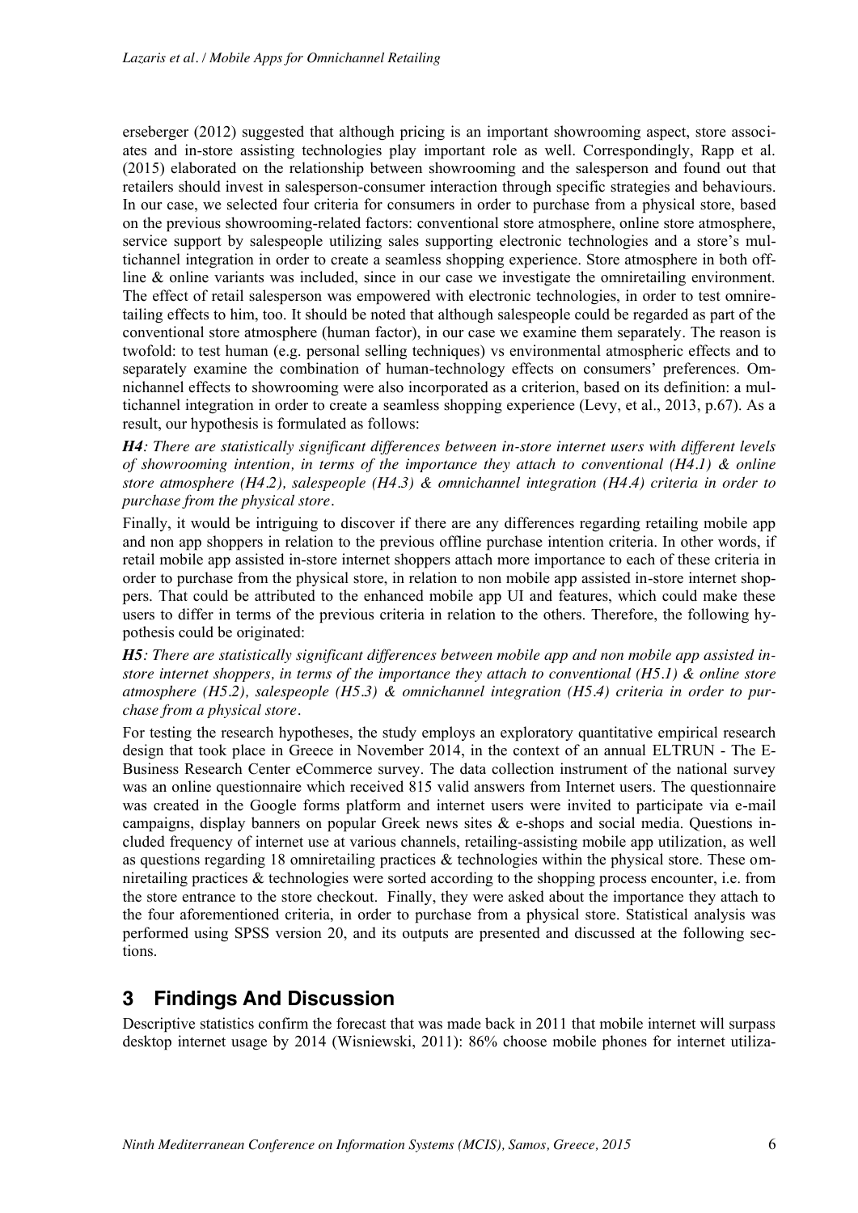erseberger (2012) suggested that although pricing is an important showrooming aspect, store associates and in-store assisting technologies play important role as well. Correspondingly, Rapp et al. (2015) elaborated on the relationship between showrooming and the salesperson and found out that retailers should invest in salesperson-consumer interaction through specific strategies and behaviours. In our case, we selected four criteria for consumers in order to purchase from a physical store, based on the previous showrooming-related factors: conventional store atmosphere, online store atmosphere, service support by salespeople utilizing sales supporting electronic technologies and a store's multichannel integration in order to create a seamless shopping experience. Store atmosphere in both offline & online variants was included, since in our case we investigate the omniretailing environment. The effect of retail salesperson was empowered with electronic technologies, in order to test omniretailing effects to him, too. It should be noted that although salespeople could be regarded as part of the conventional store atmosphere (human factor), in our case we examine them separately. The reason is twofold: to test human (e.g. personal selling techniques) vs environmental atmospheric effects and to separately examine the combination of human-technology effects on consumers' preferences. Omnichannel effects to showrooming were also incorporated as a criterion, based on its definition: a multichannel integration in order to create a seamless shopping experience (Levy, et al., 2013, p.67). As a result, our hypothesis is formulated as follows:

***H4**: There are statistically significant differences between in-store internet users with different levels of showrooming intention, in terms of the importance they attach to conventional (H4.1) & online store atmosphere (H4.2), salespeople (H4.3) & omnichannel integration (H4.4) criteria in order to purchase from the physical store.*

Finally, it would be intriguing to discover if there are any differences regarding retailing mobile app and non app shoppers in relation to the previous offline purchase intention criteria. In other words, if retail mobile app assisted in-store internet shoppers attach more importance to each of these criteria in order to purchase from the physical store, in relation to non mobile app assisted in-store internet shoppers. That could be attributed to the enhanced mobile app UI and features, which could make these users to differ in terms of the previous criteria in relation to the others. Therefore, the following hypothesis could be originated:

***H5**: There are statistically significant differences between mobile app and non mobile app assisted in-store internet shoppers, in terms of the importance they attach to conventional (H5.1) & online store atmosphere (H5.2), salespeople (H5.3) & omnichannel integration (H5.4) criteria in order to purchase from a physical store.*

For testing the research hypotheses, the study employs an exploratory quantitative empirical research design that took place in Greece in November 2014, in the context of an annual ELTRUN - The E-Business Research Center eCommerce survey. The data collection instrument of the national survey was an online questionnaire which received 815 valid answers from Internet users. The questionnaire was created in the Google forms platform and internet users were invited to participate via e-mail campaigns, display banners on popular Greek news sites & e-shops and social media. Questions included frequency of internet use at various channels, retailing-assisting mobile app utilization, as well as questions regarding 18 omniretailing practices & technologies within the physical store. These omniretailing practices & technologies were sorted according to the shopping process encounter, i.e. from the store entrance to the store checkout. Finally, they were asked about the importance they attach to the four aforementioned criteria, in order to purchase from a physical store. Statistical analysis was performed using SPSS version 20, and its outputs are presented and discussed at the following sections.

## 3 Findings And Discussion

Descriptive statistics confirm the forecast that was made back in 2011 that mobile internet will surpass desktop internet usage by 2014 (Wisniewski, 2011): 86% choose mobile phones for internet utiliza-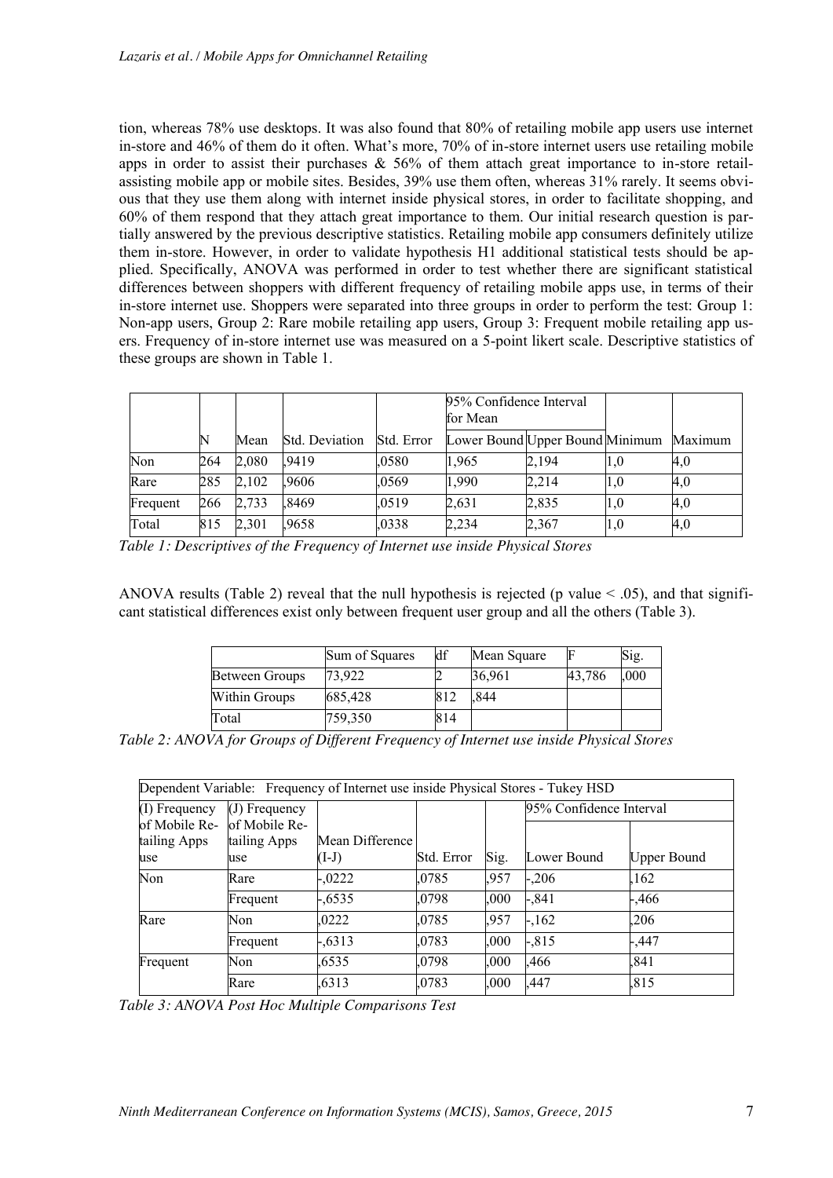tion, whereas 78% use desktops. It was also found that 80% of retailing mobile app users use internet in-store and 46% of them do it often. What's more, 70% of in-store internet users use retailing mobile apps in order to assist their purchases & 56% of them attach great importance to in-store retail-assisting mobile app or mobile sites. Besides, 39% use them often, whereas 31% rarely. It seems obvious that they use them along with internet inside physical stores, in order to facilitate shopping, and 60% of them respond that they attach great importance to them. Our initial research question is partially answered by the previous descriptive statistics. Retailing mobile app consumers definitely utilize them in-store. However, in order to validate hypothesis H1 additional statistical tests should be applied. Specifically, ANOVA was performed in order to test whether there are significant statistical differences between shoppers with different frequency of retailing mobile apps use, in terms of their in-store internet use. Shoppers were separated into three groups in order to perform the test: Group 1: Non-app users, Group 2: Rare mobile retailing app users, Group 3: Frequent mobile retailing app users. Frequency of in-store internet use was measured on a 5-point likert scale. Descriptive statistics of these groups are shown in Table 1.

| | | | | | 95% Confidence Interval for Mean | | | |
|---|---|---|---|---|---|---|---|---|
| | N | Mean | Std. Deviation | Std. Error | Lower Bound | Upper Bound | Minimum | Maximum |
| Non | 264 | 2,080 | ,9419 | ,0580 | 1,965 | 2,194 | 1,0 | 4,0 |
| Rare | 285 | 2,102 | ,9606 | ,0569 | 1,990 | 2,214 | 1,0 | 4,0 |
| Frequent | 266 | 2,733 | ,8469 | ,0519 | 2,631 | 2,835 | 1,0 | 4,0 |
| Total | 815 | 2,301 | ,9658 | ,0338 | 2,234 | 2,367 | 1,0 | 4,0 |

*Table 1: Descriptives of the Frequency of Internet use inside Physical Stores*

ANOVA results (Table 2) reveal that the null hypothesis is rejected (p value < .05), and that significant statistical differences exist only between frequent user group and all the others (Table 3).

| | Sum of Squares | df | Mean Square | F | Sig. |
|---|---|---|---|---|---|
| Between Groups | 73,922 | 2 | 36,961 | 43,786 | ,000 |
| Within Groups | 685,428 | 812 | ,844 | | |
| Total | 759,350 | 814 | | | |

*Table 2: ANOVA for Groups of Different Frequency of Internet use inside Physical Stores*

| Dependent Variable: Frequency of Internet use inside Physical Stores - Tukey HSD | | | | | | |
|---|---|---|---|---|---|---|
| (I) Frequency of Mobile Retailing Apps use | (J) Frequency of Mobile Retailing Apps use | Mean Difference (I-J) | Std. Error | Sig. | 95% Confidence Interval | |
| | | | | | Lower Bound | Upper Bound |
| Non | Rare | -,0222 | ,0785 | ,957 | -,206 | ,162 |
| | Frequent | -,6535 | ,0798 | ,000 | -,841 | -,466 |
| Rare | Non | ,0222 | ,0785 | ,957 | -,162 | ,206 |
| | Frequent | -,6313 | ,0783 | ,000 | -,815 | -,447 |
| Frequent | Non | ,6535 | ,0798 | ,000 | ,466 | ,841 |
| | Rare | ,6313 | ,0783 | ,000 | ,447 | ,815 |

*Table 3: ANOVA Post Hoc Multiple Comparisons Test*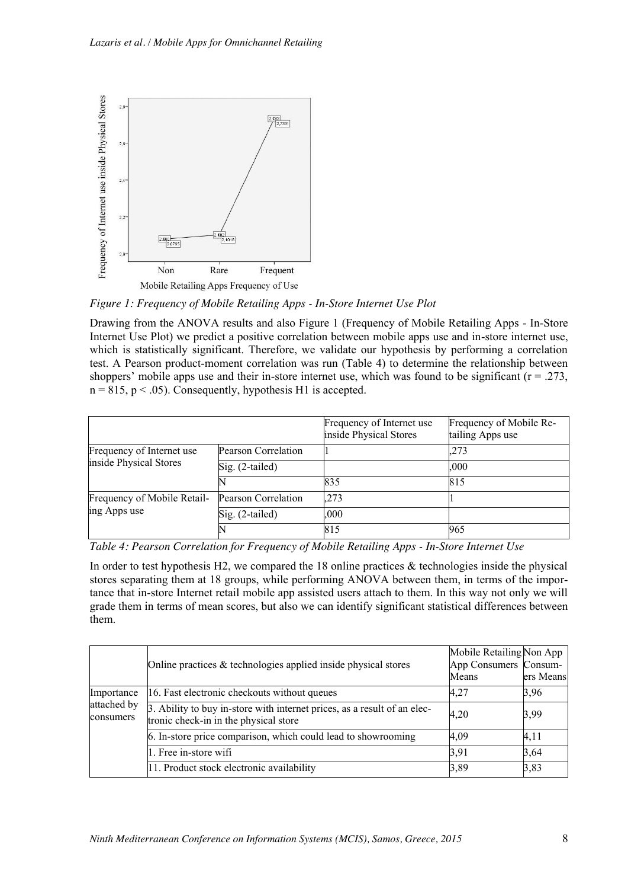*Figure 1: Frequency of Mobile Retailing Apps - In-Store Internet Use Plot*

Drawing from the ANOVA results and also Figure 1 (Frequency of Mobile Retailing Apps - In-Store Internet Use Plot) we predict a positive correlation between mobile apps use and in-store internet use, which is statistically significant. Therefore, we validate our hypothesis by performing a correlation test. A Pearson product-moment correlation was run (Table 4) to determine the relationship between shoppers' mobile apps use and their in-store internet use, which was found to be significant ($r = .273$, $n = 815$, $p < .05$). Consequently, hypothesis H1 is accepted.

| | | Frequency of Internet use inside Physical Stores | Frequency of Mobile Retailing Apps use |
|---|---|---|---|
| Frequency of Internet use inside Physical Stores | Pearson Correlation | 1 | ,273 |
| | Sig. (2-tailed) | | ,000 |
| | N | 835 | 815 |
| Frequency of Mobile Retailing Apps use | Pearson Correlation | ,273 | 1 |
| | Sig. (2-tailed) | ,000 | |
| | N | 815 | 965 |

*Table 4: Pearson Correlation for Frequency of Mobile Retailing Apps - In-Store Internet Use*

In order to test hypothesis H2, we compared the 18 online practices & technologies inside the physical stores separating them at 18 groups, while performing ANOVA between them, in terms of the importance that in-store Internet retail mobile app assisted users attach to them. In this way not only we will grade them in terms of mean scores, but also we can identify significant statistical differences between them.

| | Online practices & technologies applied inside physical stores | Mobile Retailing App Consumers Means | Non App Consumers Means |
|---|---|---|---|
| Importance attached by consumers | 16. Fast electronic checkouts without queues | 4,27 | 3,96 |
| | 3. Ability to buy in-store with internet prices, as a result of an electronic check-in in the physical store | 4,20 | 3,99 |
| | 6. In-store price comparison, which could lead to showrooming | 4,09 | 4,11 |
| | 1. Free in-store wifi | 3,91 | 3,64 |
| | 11. Product stock electronic availability | 3,89 | 3,83 |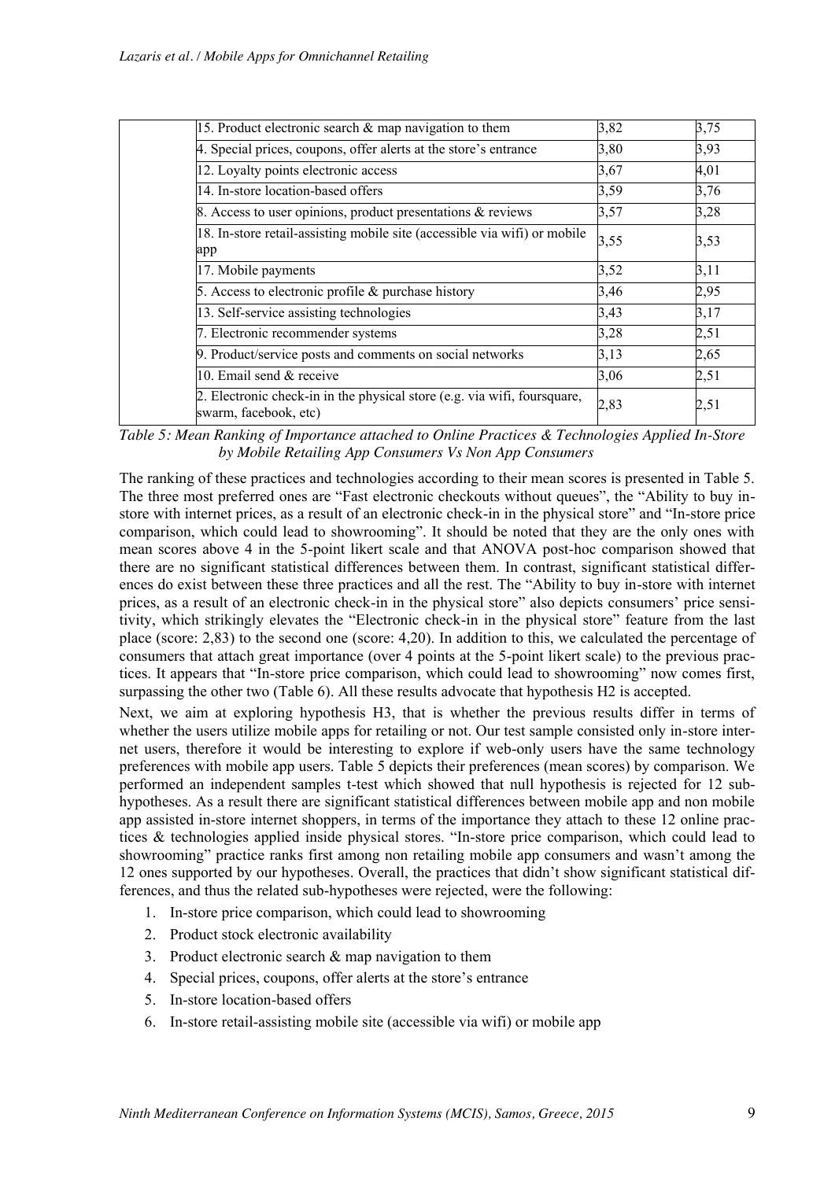| | | | |
|---|---|---|---|
| | 15. Product electronic search & map navigation to them | 3,82 | 3,75 |
| | 4. Special prices, coupons, offer alerts at the store's entrance | 3,80 | 3,93 |
| | 12. Loyalty points electronic access | 3,67 | 4,01 |
| | 14. In-store location-based offers | 3,59 | 3,76 |
| | 8. Access to user opinions, product presentations & reviews | 3,57 | 3,28 |
| | 18. In-store retail-assisting mobile site (accessible via wifi) or mobile app | 3,55 | 3,53 |
| | 17. Mobile payments | 3,52 | 3,11 |
| | 5. Access to electronic profile & purchase history | 3,46 | 2,95 |
| | 13. Self-service assisting technologies | 3,43 | 3,17 |
| | 7. Electronic recommender systems | 3,28 | 2,51 |
| | 9. Product/service posts and comments on social networks | 3,13 | 2,65 |
| | 10. Email send & receive | 3,06 | 2,51 |
| | 2. Electronic check-in in the physical store (e.g. via wifi, foursquare, swarm, facebook, etc) | 2,83 | 2,51 |

*Table 5: Mean Ranking of Importance attached to Online Practices & Technologies Applied In-Store by Mobile Retailing App Consumers Vs Non App Consumers*

The ranking of these practices and technologies according to their mean scores is presented in Table 5. The three most preferred ones are "Fast electronic checkouts without queues", the "Ability to buy in-store with internet prices, as a result of an electronic check-in in the physical store" and "In-store price comparison, which could lead to showrooming". It should be noted that they are the only ones with mean scores above 4 in the 5-point likert scale and that ANOVA post-hoc comparison showed that there are no significant statistical differences between them. In contrast, significant statistical differences do exist between these three practices and all the rest. The "Ability to buy in-store with internet prices, as a result of an electronic check-in in the physical store" also depicts consumers' price sensitivity, which strikingly elevates the "Electronic check-in in the physical store" feature from the last place (score: 2,83) to the second one (score: 4,20). In addition to this, we calculated the percentage of consumers that attach great importance (over 4 points at the 5-point likert scale) to the previous practices. It appears that "In-store price comparison, which could lead to showrooming" now comes first, surpassing the other two (Table 6). All these results advocate that hypothesis H2 is accepted.

Next, we aim at exploring hypothesis H3, that is whether the previous results differ in terms of whether the users utilize mobile apps for retailing or not. Our test sample consisted only in-store internet users, therefore it would be interesting to explore if web-only users have the same technology preferences with mobile app users. Table 5 depicts their preferences (mean scores) by comparison. We performed an independent samples t-test which showed that null hypothesis is rejected for 12 sub-hypotheses. As a result there are significant statistical differences between mobile app and non mobile app assisted in-store internet shoppers, in terms of the importance they attach to these 12 online practices & technologies applied inside physical stores. "In-store price comparison, which could lead to showrooming" practice ranks first among non retailing mobile app consumers and wasn't among the 12 ones supported by our hypotheses. Overall, the practices that didn't show significant statistical differences, and thus the related sub-hypotheses were rejected, were the following:

1. In-store price comparison, which could lead to showrooming
2. Product stock electronic availability
3. Product electronic search & map navigation to them
4. Special prices, coupons, offer alerts at the store's entrance
5. In-store location-based offers
6. In-store retail-assisting mobile site (accessible via wifi) or mobile app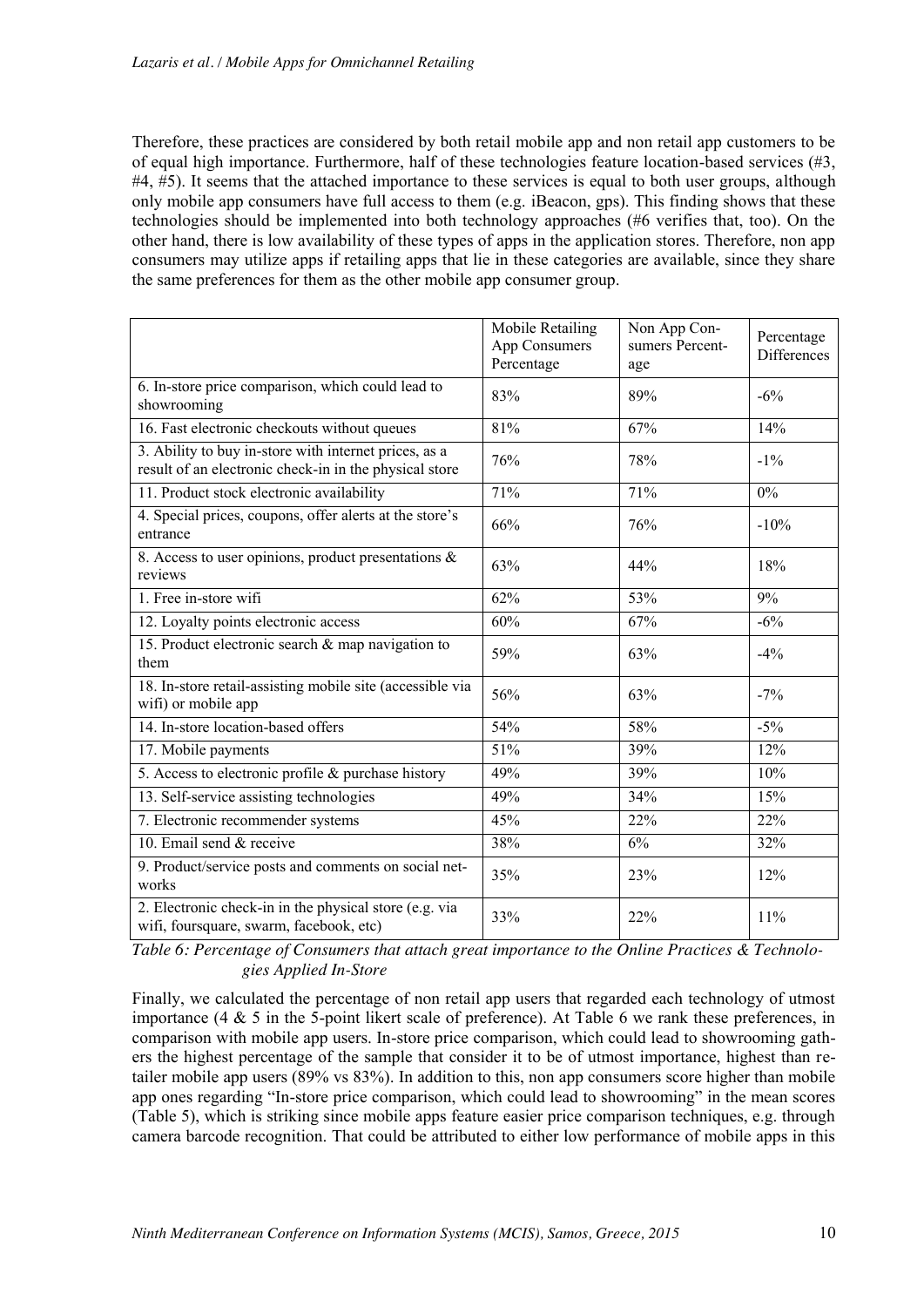Therefore, these practices are considered by both retail mobile app and non retail app customers to be of equal high importance. Furthermore, half of these technologies feature location-based services (#3, #4, #5). It seems that the attached importance to these services is equal to both user groups, although only mobile app consumers have full access to them (e.g. iBeacon, gps). This finding shows that these technologies should be implemented into both technology approaches (#6 verifies that, too). On the other hand, there is low availability of these types of apps in the application stores. Therefore, non app consumers may utilize apps if retailing apps that lie in these categories are available, since they share the same preferences for them as the other mobile app consumer group.

| | Mobile Retailing App Consumers Percentage | Non App Consumers Percentage | Percentage Differences |
|---|---|---|---|
| 6. In-store price comparison, which could lead to showrooming | 83% | 89% | -6% |
| 16. Fast electronic checkouts without queues | 81% | 67% | 14% |
| 3. Ability to buy in-store with internet prices, as a result of an electronic check-in in the physical store | 76% | 78% | -1% |
| 11. Product stock electronic availability | 71% | 71% | 0% |
| 4. Special prices, coupons, offer alerts at the store's entrance | 66% | 76% | -10% |
| 8. Access to user opinions, product presentations & reviews | 63% | 44% | 18% |
| 1. Free in-store wifi | 62% | 53% | 9% |
| 12. Loyalty points electronic access | 60% | 67% | -6% |
| 15. Product electronic search & map navigation to them | 59% | 63% | -4% |
| 18. In-store retail-assisting mobile site (accessible via wifi) or mobile app | 56% | 63% | -7% |
| 14. In-store location-based offers | 54% | 58% | -5% |
| 17. Mobile payments | 51% | 39% | 12% |
| 5. Access to electronic profile & purchase history | 49% | 39% | 10% |
| 13. Self-service assisting technologies | 49% | 34% | 15% |
| 7. Electronic recommender systems | 45% | 22% | 22% |
| 10. Email send & receive | 38% | 6% | 32% |
| 9. Product/service posts and comments on social networks | 35% | 23% | 12% |
| 2. Electronic check-in in the physical store (e.g. via wifi, foursquare, swarm, facebook, etc) | 33% | 22% | 11% |

*Table 6: Percentage of Consumers that attach great importance to the Online Practices & Technologies Applied In-Store*

Finally, we calculated the percentage of non retail app users that regarded each technology of utmost importance (4 & 5 in the 5-point likert scale of preference). At Table 6 we rank these preferences, in comparison with mobile app users. In-store price comparison, which could lead to showrooming gathers the highest percentage of the sample that consider it to be of utmost importance, highest than retailer mobile app users (89% vs 83%). In addition to this, non app consumers score higher than mobile app ones regarding "In-store price comparison, which could lead to showrooming" in the mean scores (Table 5), which is striking since mobile apps feature easier price comparison techniques, e.g. through camera barcode recognition. That could be attributed to either low performance of mobile apps in this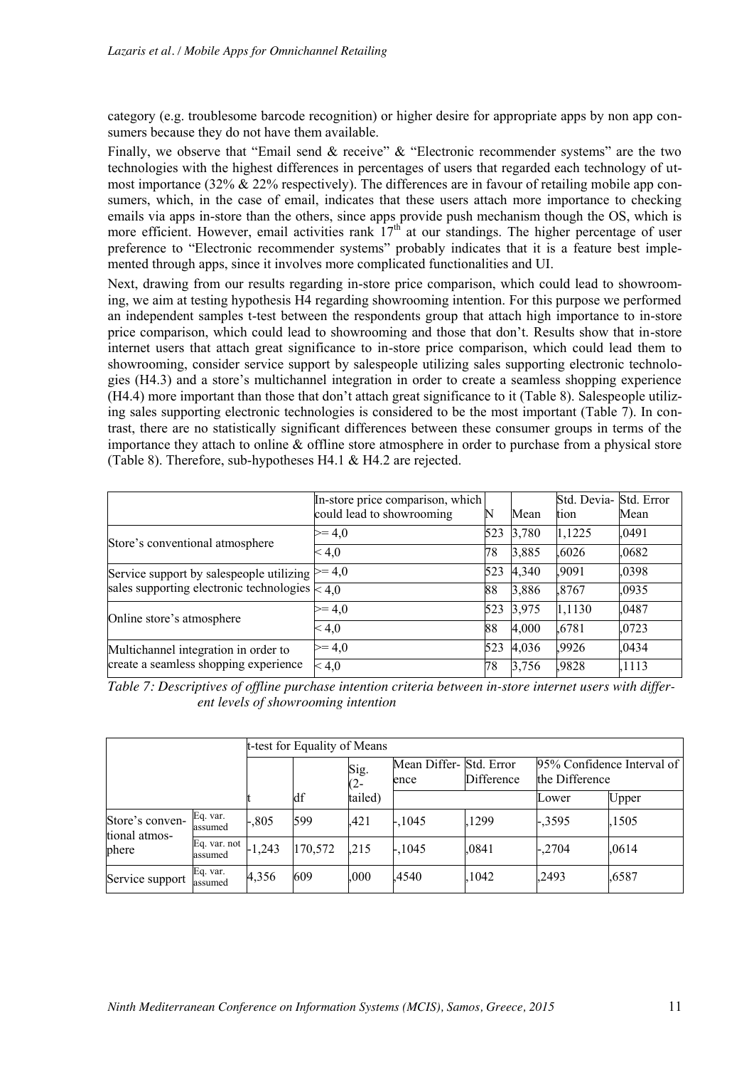category (e.g. troublesome barcode recognition) or higher desire for appropriate apps by non app consumers because they do not have them available.

Finally, we observe that "Email send & receive" & "Electronic recommender systems" are the two technologies with the highest differences in percentages of users that regarded each technology of utmost importance (32% & 22% respectively). The differences are in favour of retailing mobile app consumers, which, in the case of email, indicates that these users attach more importance to checking emails via apps in-store than the others, since apps provide push mechanism though the OS, which is more efficient. However, email activities rank $17^{th}$ at our standings. The higher percentage of user preference to "Electronic recommender systems" probably indicates that it is a feature best implemented through apps, since it involves more complicated functionalities and UI.

Next, drawing from our results regarding in-store price comparison, which could lead to showrooming, we aim at testing hypothesis H4 regarding showrooming intention. For this purpose we performed an independent samples t-test between the respondents group that attach high importance to in-store price comparison, which could lead to showrooming and those that don't. Results show that in-store internet users that attach great significance to in-store price comparison, which could lead them to showrooming, consider service support by salespeople utilizing sales supporting electronic technologies (H4.3) and a store's multichannel integration in order to create a seamless shopping experience (H4.4) more important than those that don't attach great significance to it (Table 8). Salespeople utilizing sales supporting electronic technologies is considered to be the most important (Table 7). In contrast, there are no statistically significant differences between these consumer groups in terms of the importance they attach to online & offline store atmosphere in order to purchase from a physical store (Table 8). Therefore, sub-hypotheses H4.1 & H4.2 are rejected.

| | In-store price comparison, which could lead to showrooming | N | Mean | Std. Deviation | Std. Error Mean |
|---|---|---|---|---|---|
| Store's conventional atmosphere | >= 4,0 | 523 | 3,780 | 1,1225 | ,0491 |
| | < 4,0 | 78 | 3,885 | ,6026 | ,0682 |
| Service support by salespeople utilizing sales supporting electronic technologies | >= 4,0 | 523 | 4,340 | ,9091 | ,0398 |
| | < 4,0 | 88 | 3,886 | ,8767 | ,0935 |
| Online store's atmosphere | >= 4,0 | 523 | 3,975 | 1,1130 | ,0487 |
| | < 4,0 | 88 | 4,000 | ,6781 | ,0723 |
| Multichannel integration in order to create a seamless shopping experience | >= 4,0 | 523 | 4,036 | ,9926 | ,0434 |
| | < 4,0 | 78 | 3,756 | ,9828 | ,1113 |

*Table 7: Descriptives of offline purchase intention criteria between in-store internet users with different levels of showrooming intention*

| | | t-test for Equality of Means | | | | | | |
|---|---|---|---|---|---|---|---|---|
| | | t | df | Sig. (2-tailed) | Mean Difference | Std. Error Difference | 95% Confidence Interval of the Difference | |
| | | | | | | | Lower | Upper |
| Store's conventional atmosphere | Eq. var. assumed | -,805 | 599 | ,421 | -,1045 | ,1299 | -,3595 | ,1505 |
| | Eq. var. not assumed | -1,243 | 170,572 | ,215 | -,1045 | ,0841 | -,2704 | ,0614 |
| Service support | Eq. var. assumed | 4,356 | 609 | ,000 | ,4540 | ,1042 | ,2493 | ,6587 |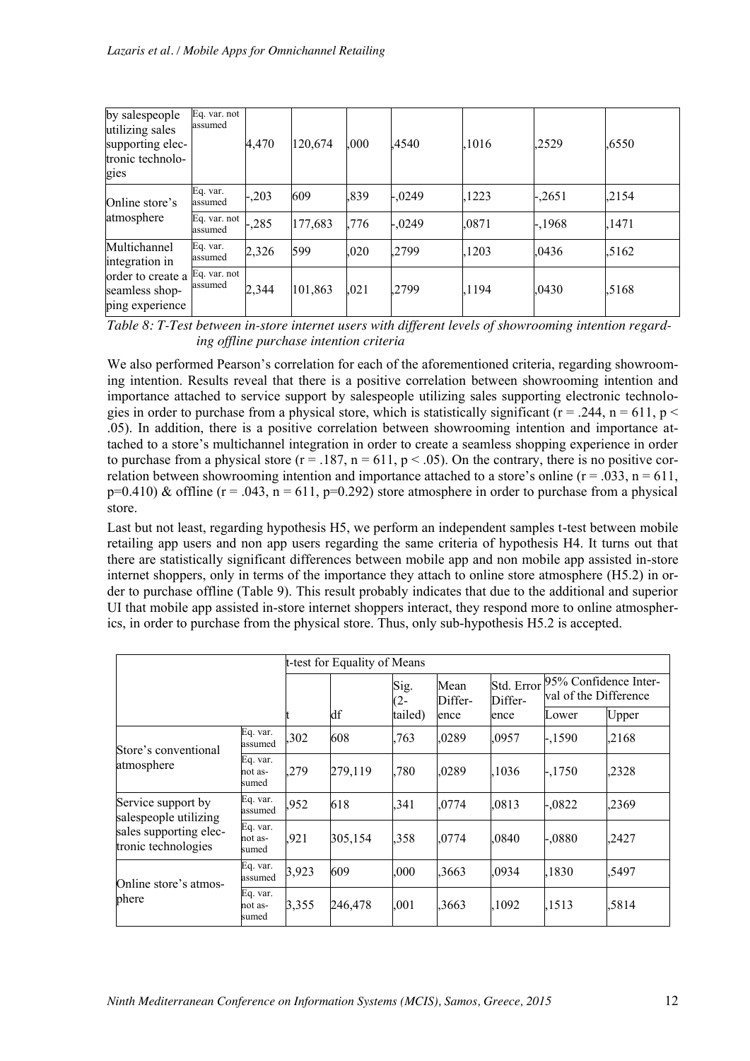| | | | | | | | | |
|---|---|---|---|---|---|---|---|---|
| by salespeople utilizing sales supporting electronic technologies | Eq. var. not assumed | 4,470 | 120,674 | ,000 | ,4540 | ,1016 | ,2529 | ,6550 |
| Online store's atmosphere | Eq. var. assumed | -,203 | 609 | ,839 | -,0249 | ,1223 | -,2651 | ,2154 |
| | Eq. var. not assumed | -,285 | 177,683 | ,776 | -,0249 | ,0871 | -,1968 | ,1471 |
| Multichannel integration in order to create a seamless shopping experience | Eq. var. assumed | 2,326 | 599 | ,020 | ,2799 | ,1203 | ,0436 | ,5162 |
| | Eq. var. not assumed | 2,344 | 101,863 | ,021 | ,2799 | ,1194 | ,0430 | ,5168 |

*Table 8: T-Test between in-store internet users with different levels of showrooming intention regarding offline purchase intention criteria*

We also performed Pearson's correlation for each of the aforementioned criteria, regarding showrooming intention. Results reveal that there is a positive correlation between showrooming intention and importance attached to service support by salespeople utilizing sales supporting electronic technologies in order to purchase from a physical store, which is statistically significant ($r = .244$, $n = 611$, $p < .05$). In addition, there is a positive correlation between showrooming intention and importance attached to a store's multichannel integration in order to create a seamless shopping experience in order to purchase from a physical store ($r = .187$, $n = 611$, $p < .05$). On the contrary, there is no positive correlation between showrooming intention and importance attached to a store's online ($r = .033$, $n = 611$, $p=0.410$) & offline ($r = .043$, $n = 611$, $p=0.292$) store atmosphere in order to purchase from a physical store.

Last but not least, regarding hypothesis H5, we perform an independent samples t-test between mobile retailing app users and non app users regarding the same criteria of hypothesis H4. It turns out that there are statistically significant differences between mobile app and non mobile app assisted in-store internet shoppers, only in terms of the importance they attach to online store atmosphere (H5.2) in order to purchase offline (Table 9). This result probably indicates that due to the additional and superior UI that mobile app assisted in-store internet shoppers interact, they respond more to online atmospherics, in order to purchase from the physical store. Thus, only sub-hypothesis H5.2 is accepted.

| | | t-test for Equality of Means | | | | | | |
|---|---|---|---|---|---|---|---|---|
| | | t | df | Sig. (2-tailed) | Mean Difference | Std. Error Difference | 95% Confidence Interval of the Difference | |
| | | | | | | | Lower | Upper |
| Store's conventional atmosphere | Eq. var. assumed | ,302 | 608 | ,763 | ,0289 | ,0957 | -,1590 | ,2168 |
| | Eq. var. not assumed | ,279 | 279,119 | ,780 | ,0289 | ,1036 | -,1750 | ,2328 |
| Service support by salespeople utilizing sales supporting electronic technologies | Eq. var. assumed | ,952 | 618 | ,341 | ,0774 | ,0813 | -,0822 | ,2369 |
| | Eq. var. not assumed | ,921 | 305,154 | ,358 | ,0774 | ,0840 | -,0880 | ,2427 |
| Online store's atmosphere | Eq. var. assumed | 3,923 | 609 | ,000 | ,3663 | ,0934 | ,1830 | ,5497 |
| | Eq. var. not assumed | 3,355 | 246,478 | ,001 | ,3663 | ,1092 | ,1513 | ,5814 |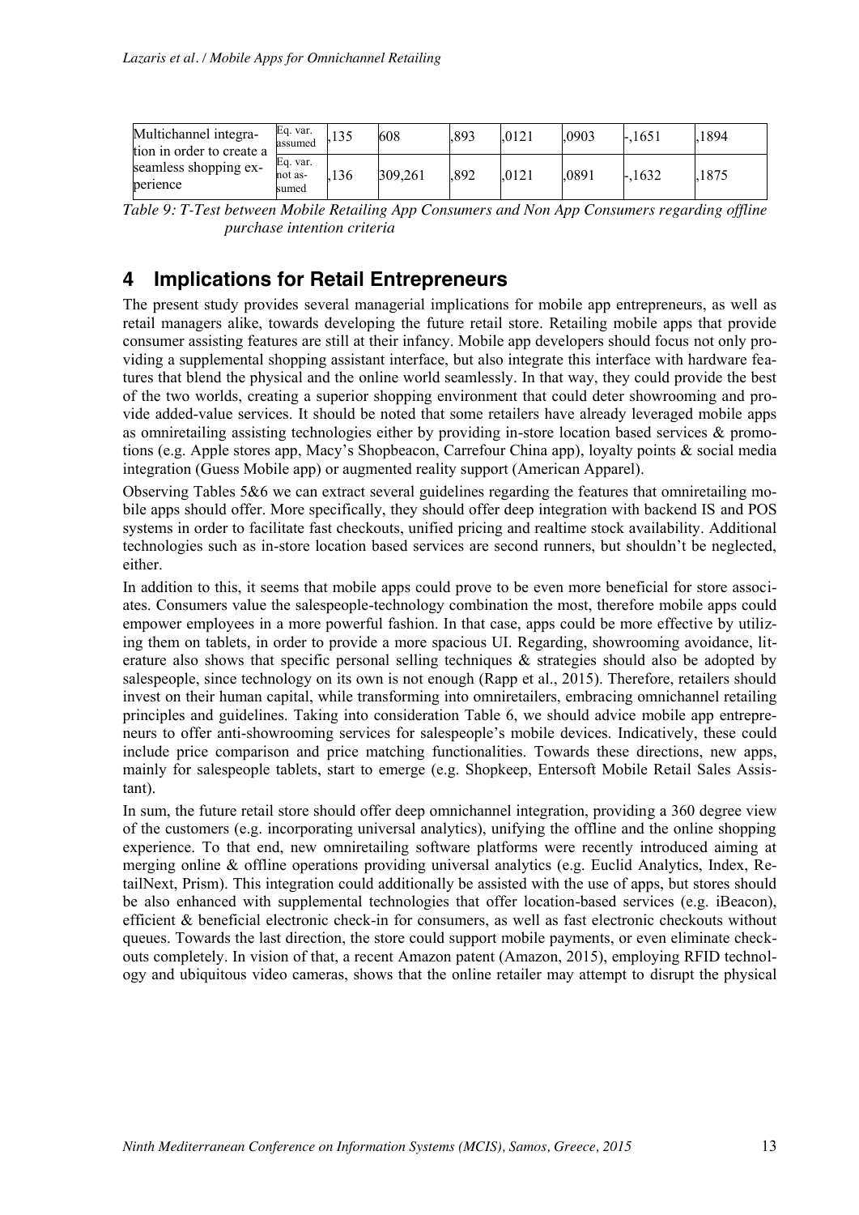| | | | | | | | | |
|---|---|---|---|---|---|---|---|---|
| Multichannel integration in order to create a seamless shopping experience | Eq. var. assumed | ,135 | 608 | ,893 | ,0121 | ,0903 | -,1651 | ,1894 |
| | Eq. var. not assumed | ,136 | 309,261 | ,892 | ,0121 | ,0891 | -,1632 | ,1875 |

*Table 9: T-Test between Mobile Retailing App Consumers and Non App Consumers regarding offline purchase intention criteria*

# 4 Implications for Retail Entrepreneurs

The present study provides several managerial implications for mobile app entrepreneurs, as well as retail managers alike, towards developing the future retail store. Retailing mobile apps that provide consumer assisting features are still at their infancy. Mobile app developers should focus not only providing a supplemental shopping assistant interface, but also integrate this interface with hardware features that blend the physical and the online world seamlessly. In that way, they could provide the best of the two worlds, creating a superior shopping environment that could deter showrooming and provide added-value services. It should be noted that some retailers have already leveraged mobile apps as omniretailing assisting technologies either by providing in-store location based services & promotions (e.g. Apple stores app, Macy's Shopbeacon, Carrefour China app), loyalty points & social media integration (Guess Mobile app) or augmented reality support (American Apparel).

Observing Tables 5&6 we can extract several guidelines regarding the features that omniretailing mobile apps should offer. More specifically, they should offer deep integration with backend IS and POS systems in order to facilitate fast checkouts, unified pricing and realtime stock availability. Additional technologies such as in-store location based services are second runners, but shouldn't be neglected, either.

In addition to this, it seems that mobile apps could prove to be even more beneficial for store associates. Consumers value the salespeople-technology combination the most, therefore mobile apps could empower employees in a more powerful fashion. In that case, apps could be more effective by utilizing them on tablets, in order to provide a more spacious UI. Regarding, showrooming avoidance, literature also shows that specific personal selling techniques & strategies should also be adopted by salespeople, since technology on its own is not enough (Rapp et al., 2015). Therefore, retailers should invest on their human capital, while transforming into omniretailers, embracing omnichannel retailing principles and guidelines. Taking into consideration Table 6, we should advice mobile app entrepreneurs to offer anti-showrooming services for salespeople's mobile devices. Indicatively, these could include price comparison and price matching functionalities. Towards these directions, new apps, mainly for salespeople tablets, start to emerge (e.g. Shopkeep, Entersoft Mobile Retail Sales Assistant).

In sum, the future retail store should offer deep omnichannel integration, providing a 360 degree view of the customers (e.g. incorporating universal analytics), unifying the offline and the online shopping experience. To that end, new omniretailing software platforms were recently introduced aiming at merging online & offline operations providing universal analytics (e.g. Euclid Analytics, Index, RetailNext, Prism). This integration could additionally be assisted with the use of apps, but stores should be also enhanced with supplemental technologies that offer location-based services (e.g. iBeacon), efficient & beneficial electronic check-in for consumers, as well as fast electronic checkouts without queues. Towards the last direction, the store could support mobile payments, or even eliminate checkouts completely. In vision of that, a recent Amazon patent (Amazon, 2015), employing RFID technology and ubiquitous video cameras, shows that the online retailer may attempt to disrupt the physical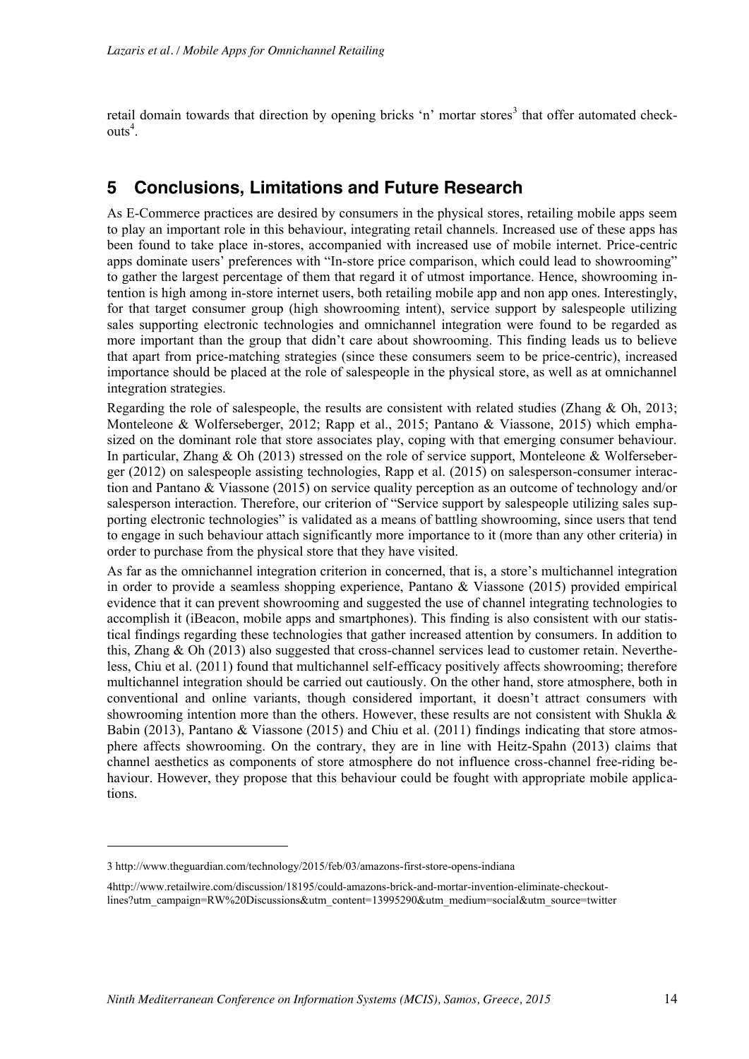retail domain towards that direction by opening bricks 'n' mortar stores[3] that offer automated check-outs[4].

## 5 Conclusions, Limitations and Future Research

As E-Commerce practices are desired by consumers in the physical stores, retailing mobile apps seem to play an important role in this behaviour, integrating retail channels. Increased use of these apps has been found to take place in-stores, accompanied with increased use of mobile internet. Price-centric apps dominate users' preferences with "In-store price comparison, which could lead to showrooming" to gather the largest percentage of them that regard it of utmost importance. Hence, showrooming intention is high among in-store internet users, both retailing mobile app and non app ones. Interestingly, for that target consumer group (high showrooming intent), service support by salespeople utilizing sales supporting electronic technologies and omnichannel integration were found to be regarded as more important than the group that didn't care about showrooming. This finding leads us to believe that apart from price-matching strategies (since these consumers seem to be price-centric), increased importance should be placed at the role of salespeople in the physical store, as well as at omnichannel integration strategies.

Regarding the role of salespeople, the results are consistent with related studies (Zhang & Oh, 2013; Monteleone & Wolferseberger, 2012; Rapp et al., 2015; Pantano & Viassone, 2015) which emphasized on the dominant role that store associates play, coping with that emerging consumer behaviour. In particular, Zhang & Oh (2013) stressed on the role of service support, Monteleone & Wolferseberger (2012) on salespeople assisting technologies, Rapp et al. (2015) on salesperson-consumer interaction and Pantano & Viassone (2015) on service quality perception as an outcome of technology and/or salesperson interaction. Therefore, our criterion of "Service support by salespeople utilizing sales supporting electronic technologies" is validated as a means of battling showrooming, since users that tend to engage in such behaviour attach significantly more importance to it (more than any other criteria) in order to purchase from the physical store that they have visited.

As far as the omnichannel integration criterion in concerned, that is, a store's multichannel integration in order to provide a seamless shopping experience, Pantano & Viassone (2015) provided empirical evidence that it can prevent showrooming and suggested the use of channel integrating technologies to accomplish it (iBeacon, mobile apps and smartphones). This finding is also consistent with our statistical findings regarding these technologies that gather increased attention by consumers. In addition to this, Zhang & Oh (2013) also suggested that cross-channel services lead to customer retain. Nevertheless, Chiu et al. (2011) found that multichannel self-efficacy positively affects showrooming; therefore multichannel integration should be carried out cautiously. On the other hand, store atmosphere, both in conventional and online variants, though considered important, it doesn't attract consumers with showrooming intention more than the others. However, these results are not consistent with Shukla & Babin (2013), Pantano & Viassone (2015) and Chiu et al. (2011) findings indicating that store atmosphere affects showrooming. On the contrary, they are in line with Heitz-Spahn (2013) claims that channel aesthetics as components of store atmosphere do not influence cross-channel free-riding behaviour. However, they propose that this behaviour could be fought with appropriate mobile applications.

---

3 http://www.theguardian.com/technology/2015/feb/03/amazons-first-store-opens-indiana

4http://www.retailwire.com/discussion/18195/could-amazons-brick-and-mortar-invention-eliminate-checkout-lines?utm_campaign=RW%20Discussions&utm_content=13995290&utm_medium=social&utm_source=twitter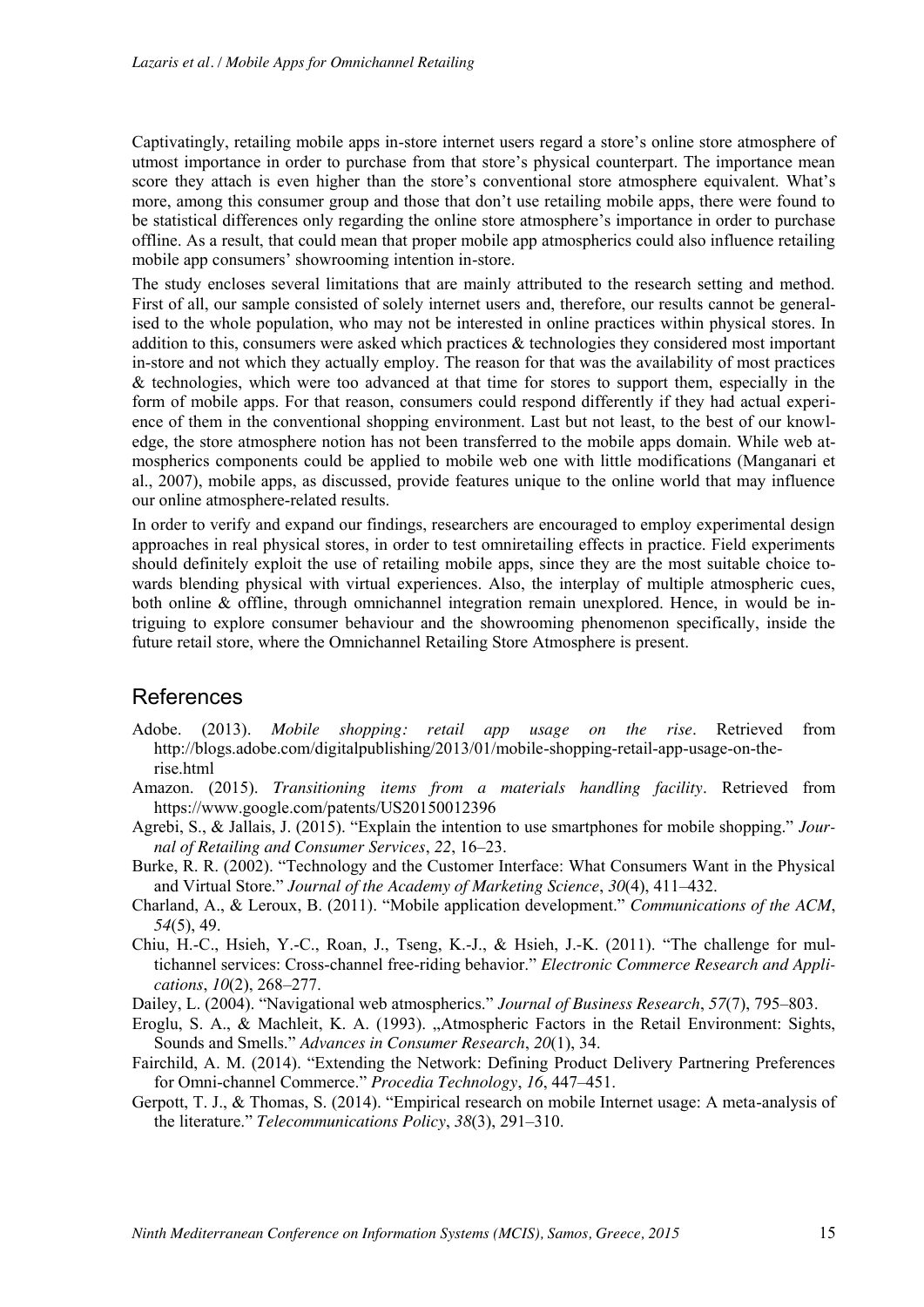Captivatingly, retailing mobile apps in-store internet users regard a store's online store atmosphere of utmost importance in order to purchase from that store's physical counterpart. The importance mean score they attach is even higher than the store's conventional store atmosphere equivalent. What's more, among this consumer group and those that don't use retailing mobile apps, there were found to be statistical differences only regarding the online store atmosphere's importance in order to purchase offline. As a result, that could mean that proper mobile app atmospherics could also influence retailing mobile app consumers' showrooming intention in-store.

The study encloses several limitations that are mainly attributed to the research setting and method. First of all, our sample consisted of solely internet users and, therefore, our results cannot be generalised to the whole population, who may not be interested in online practices within physical stores. In addition to this, consumers were asked which practices & technologies they considered most important in-store and not which they actually employ. The reason for that was the availability of most practices & technologies, which were too advanced at that time for stores to support them, especially in the form of mobile apps. For that reason, consumers could respond differently if they had actual experience of them in the conventional shopping environment. Last but not least, to the best of our knowledge, the store atmosphere notion has not been transferred to the mobile apps domain. While web atmospherics components could be applied to mobile web one with little modifications (Manganari et al., 2007), mobile apps, as discussed, provide features unique to the online world that may influence our online atmosphere-related results.

In order to verify and expand our findings, researchers are encouraged to employ experimental design approaches in real physical stores, in order to test omniretailing effects in practice. Field experiments should definitely exploit the use of retailing mobile apps, since they are the most suitable choice towards blending physical with virtual experiences. Also, the interplay of multiple atmospheric cues, both online & offline, through omnichannel integration remain unexplored. Hence, in would be intriguing to explore consumer behaviour and the showrooming phenomenon specifically, inside the future retail store, where the Omnichannel Retailing Store Atmosphere is present.

## References

Adobe. (2013). *Mobile shopping: retail app usage on the rise*. Retrieved from http://blogs.adobe.com/digitalpublishing/2013/01/mobile-shopping-retail-app-usage-on-the-rise.html

Amazon. (2015). *Transitioning items from a materials handling facility*. Retrieved from https://www.google.com/patents/US20150012396

Agrebi, S., & Jallais, J. (2015). "Explain the intention to use smartphones for mobile shopping." *Journal of Retailing and Consumer Services*, *22*, 16–23.

Burke, R. R. (2002). "Technology and the Customer Interface: What Consumers Want in the Physical and Virtual Store." *Journal of the Academy of Marketing Science*, *30*(4), 411–432.

Charland, A., & Leroux, B. (2011). "Mobile application development." *Communications of the ACM*, *54*(5), 49.

Chiu, H.-C., Hsieh, Y.-C., Roan, J., Tseng, K.-J., & Hsieh, J.-K. (2011). "The challenge for multichannel services: Cross-channel free-riding behavior." *Electronic Commerce Research and Applications*, *10*(2), 268–277.

Dailey, L. (2004). "Navigational web atmospherics." *Journal of Business Research*, *57*(7), 795–803.

Eroglu, S. A., & Machleit, K. A. (1993). „Atmospheric Factors in the Retail Environment: Sights, Sounds and Smells." *Advances in Consumer Research*, *20*(1), 34.

Fairchild, A. M. (2014). "Extending the Network: Defining Product Delivery Partnering Preferences for Omni-channel Commerce." *Procedia Technology*, *16*, 447–451.

Gerpott, T. J., & Thomas, S. (2014). "Empirical research on mobile Internet usage: A meta-analysis of the literature." *Telecommunications Policy*, *38*(3), 291–310.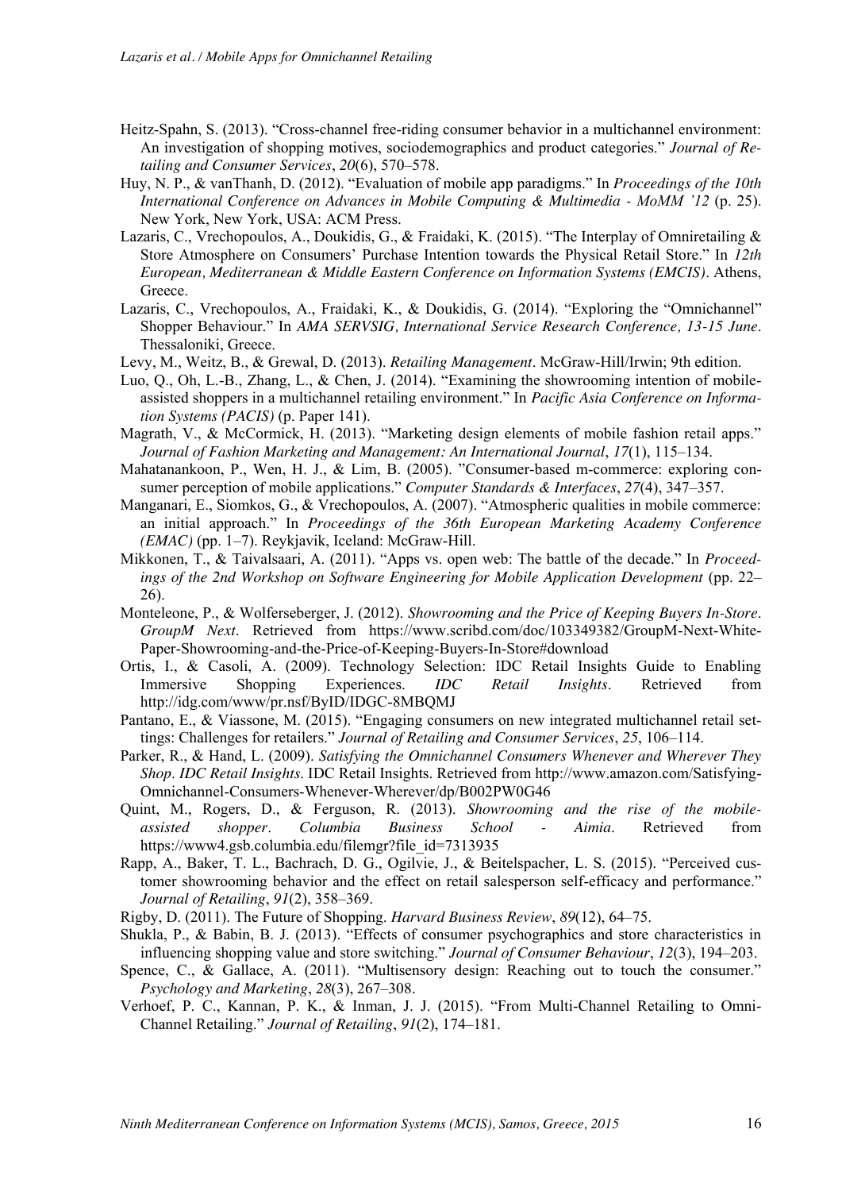Heitz-Spahn, S. (2013). "Cross-channel free-riding consumer behavior in a multichannel environment: An investigation of shopping motives, sociodemographics and product categories." *Journal of Retailing and Consumer Services*, *20*(6), 570–578.

Huy, N. P., & vanThanh, D. (2012). "Evaluation of mobile app paradigms." In *Proceedings of the 10th International Conference on Advances in Mobile Computing & Multimedia - MoMM '12* (p. 25). New York, New York, USA: ACM Press.

Lazaris, C., Vrechopoulos, A., Doukidis, G., & Fraidaki, K. (2015). "The Interplay of Omniretailing & Store Atmosphere on Consumers' Purchase Intention towards the Physical Retail Store." In *12th European, Mediterranean & Middle Eastern Conference on Information Systems (EMCIS)*. Athens, Greece.

Lazaris, C., Vrechopoulos, A., Fraidaki, K., & Doukidis, G. (2014). "Exploring the "Omnichannel" Shopper Behaviour." In *AMA SERVSIG, International Service Research Conference, 13-15 June*. Thessaloniki, Greece.

Levy, M., Weitz, B., & Grewal, D. (2013). *Retailing Management*. McGraw-Hill/Irwin; 9th edition.

Luo, Q., Oh, L.-B., Zhang, L., & Chen, J. (2014). "Examining the showrooming intention of mobile-assisted shoppers in a multichannel retailing environment." In *Pacific Asia Conference on Information Systems (PACIS)* (p. Paper 141).

Magrath, V., & McCormick, H. (2013). "Marketing design elements of mobile fashion retail apps." *Journal of Fashion Marketing and Management: An International Journal*, *17*(1), 115–134.

Mahatanankoon, P., Wen, H. J., & Lim, B. (2005). "Consumer-based m-commerce: exploring consumer perception of mobile applications." *Computer Standards & Interfaces*, *27*(4), 347–357.

Manganari, E., Siomkos, G., & Vrechopoulos, A. (2007). "Atmospheric qualities in mobile commerce: an initial approach." In *Proceedings of the 36th European Marketing Academy Conference (EMAC)* (pp. 1–7). Reykjavik, Iceland: McGraw-Hill.

Mikkonen, T., & Taivalsaari, A. (2011). "Apps vs. open web: The battle of the decade." In *Proceedings of the 2nd Workshop on Software Engineering for Mobile Application Development* (pp. 22–26).

Monteleone, P., & Wolferseberger, J. (2012). *Showrooming and the Price of Keeping Buyers In-Store*. *GroupM Next*. Retrieved from https://www.scribd.com/doc/103349382/GroupM-Next-White-Paper-Showrooming-and-the-Price-of-Keeping-Buyers-In-Store#download

Ortis, I., & Casoli, A. (2009). Technology Selection: IDC Retail Insights Guide to Enabling Immersive Shopping Experiences. *IDC Retail Insights*. Retrieved from http://idg.com/www/pr.nsf/ByID/IDGC-8MBQMJ

Pantano, E., & Viassone, M. (2015). "Engaging consumers on new integrated multichannel retail settings: Challenges for retailers." *Journal of Retailing and Consumer Services*, *25*, 106–114.

Parker, R., & Hand, L. (2009). *Satisfying the Omnichannel Consumers Whenever and Wherever They Shop*. *IDC Retail Insights*. IDC Retail Insights. Retrieved from http://www.amazon.com/Satisfying-Omnichannel-Consumers-Whenever-Wherever/dp/B002PW0G46

Quint, M., Rogers, D., & Ferguson, R. (2013). *Showrooming and the rise of the mobile-assisted shopper*. *Columbia Business School - Aimia*. Retrieved from https://www4.gsb.columbia.edu/filemgr?file_id=7313935

Rapp, A., Baker, T. L., Bachrach, D. G., Ogilvie, J., & Beitelspacher, L. S. (2015). "Perceived customer showrooming behavior and the effect on retail salesperson self-efficacy and performance." *Journal of Retailing*, *91*(2), 358–369.

Rigby, D. (2011). The Future of Shopping. *Harvard Business Review*, *89*(12), 64–75.

Shukla, P., & Babin, B. J. (2013). "Effects of consumer psychographics and store characteristics in influencing shopping value and store switching." *Journal of Consumer Behaviour*, *12*(3), 194–203.

Spence, C., & Gallace, A. (2011). "Multisensory design: Reaching out to touch the consumer." *Psychology and Marketing*, *28*(3), 267–308.

Verhoef, P. C., Kannan, P. K., & Inman, J. J. (2015). "From Multi-Channel Retailing to Omni-Channel Retailing." *Journal of Retailing*, *91*(2), 174–181.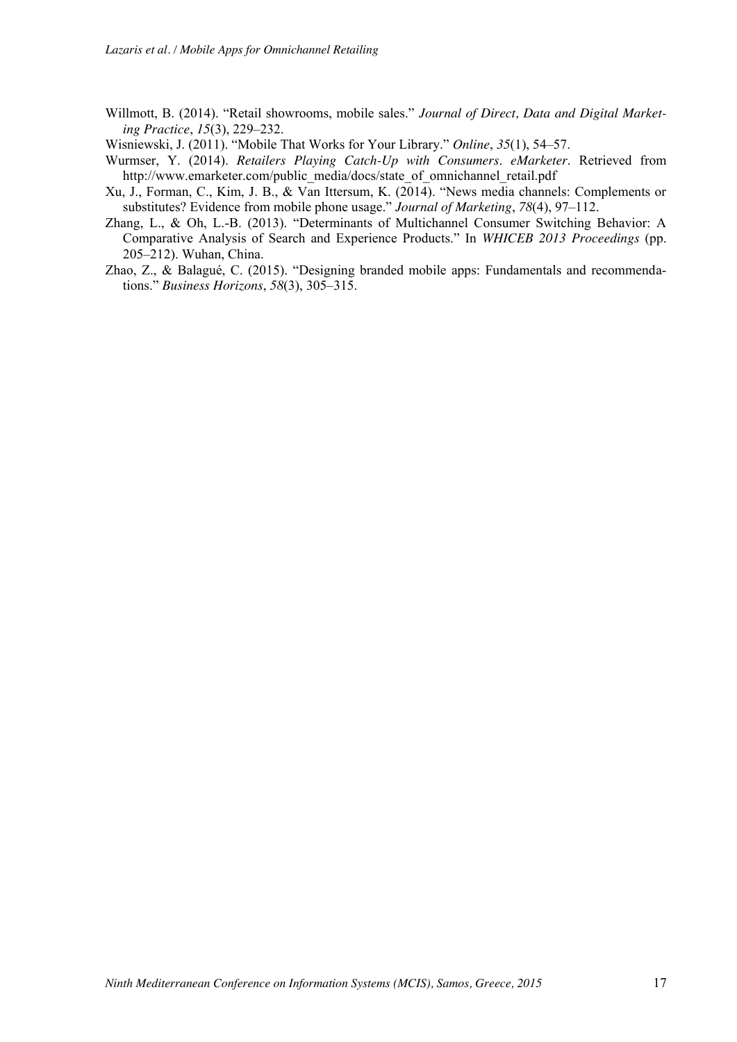Willmott, B. (2014). "Retail showrooms, mobile sales." *Journal of Direct, Data and Digital Marketing Practice*, *15*(3), 229–232.

Wisniewski, J. (2011). "Mobile That Works for Your Library." *Online*, *35*(1), 54–57.

Wurmser, Y. (2014). *Retailers Playing Catch-Up with Consumers*. *eMarketer*. Retrieved from http://www.emarketer.com/public_media/docs/state_of_omnichannel_retail.pdf

Xu, J., Forman, C., Kim, J. B., & Van Ittersum, K. (2014). "News media channels: Complements or substitutes? Evidence from mobile phone usage." *Journal of Marketing*, *78*(4), 97–112.

Zhang, L., & Oh, L.-B. (2013). "Determinants of Multichannel Consumer Switching Behavior: A Comparative Analysis of Search and Experience Products." In *WHICEB 2013 Proceedings* (pp. 205–212). Wuhan, China.

Zhao, Z., & Balagué, C. (2015). "Designing branded mobile apps: Fundamentals and recommendations." *Business Horizons*, *58*(3), 305–315.